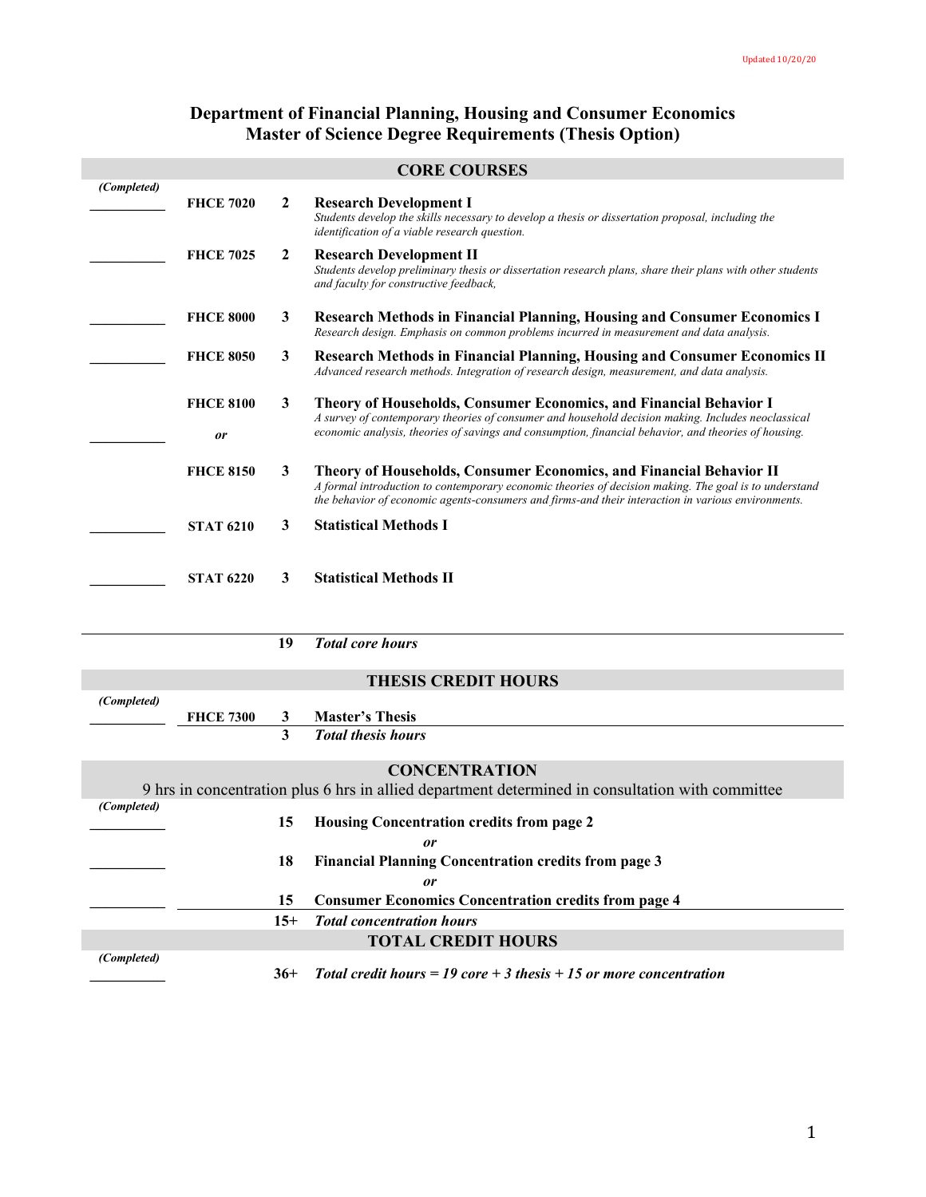Updated 10/20/20

# Department of Financial Planning, Housing and Consumer Economics
## Master of Science Degree Requirements (Thesis Option)

### CORE COURSES

| (Completed) | Course | Hours | Title / Description |
|---|---|---|---|
| ______ | FHCE 7020 | 2 | **Research Development I**<br>*Students develop the skills necessary to develop a thesis or dissertation proposal, including the identification of a viable research question.* |
| ______ | FHCE 7025 | 2 | **Research Development II**<br>*Students develop preliminary thesis or dissertation research plans, share their plans with other students and faculty for constructive feedback,* |
| ______ | FHCE 8000 | 3 | **Research Methods in Financial Planning, Housing and Consumer Economics I**<br>*Research design. Emphasis on common problems incurred in measurement and data analysis.* |
| ______ | FHCE 8050 | 3 | **Research Methods in Financial Planning, Housing and Consumer Economics II**<br>*Advanced research methods. Integration of research design, measurement, and data analysis.* |
| ______ | FHCE 8100 | 3 | **Theory of Households, Consumer Economics, and Financial Behavior I**<br>*A survey of contemporary theories of consumer and household decision making. Includes neoclassical economic analysis, theories of savings and consumption, financial behavior, and theories of housing.* |
| | *or* | | |
| | FHCE 8150 | 3 | **Theory of Households, Consumer Economics, and Financial Behavior II**<br>*A formal introduction to contemporary economic theories of decision making. The goal is to understand the behavior of economic agents-consumers and firms-and their interaction in various environments.* |
| ______ | STAT 6210 | 3 | **Statistical Methods I** |
| ______ | STAT 6220 | 3 | **Statistical Methods II** |
| | | **19** | ***Total core hours*** |

### THESIS CREDIT HOURS

| (Completed) | Course | Hours | Title |
|---|---|---|---|
| ______ | FHCE 7300 | 3 | **Master's Thesis** |
| | | **3** | ***Total thesis hours*** |

### CONCENTRATION

9 hrs in concentration plus 6 hrs in allied department determined in consultation with committee

| (Completed) | Hours | Concentration |
|---|---|---|
| ______ | 15 | **Housing Concentration credits from page 2** |
| | | ***or*** |
| ______ | 18 | **Financial Planning Concentration credits from page 3** |
| | | ***or*** |
| ______ | 15 | **Consumer Economics Concentration credits from page 4** |
| | **15+** | ***Total concentration hours*** |

### TOTAL CREDIT HOURS

| (Completed) | Hours | |
|---|---|---|
| ______ | **36+** | ***Total credit hours = 19 core + 3 thesis + 15 or more concentration*** |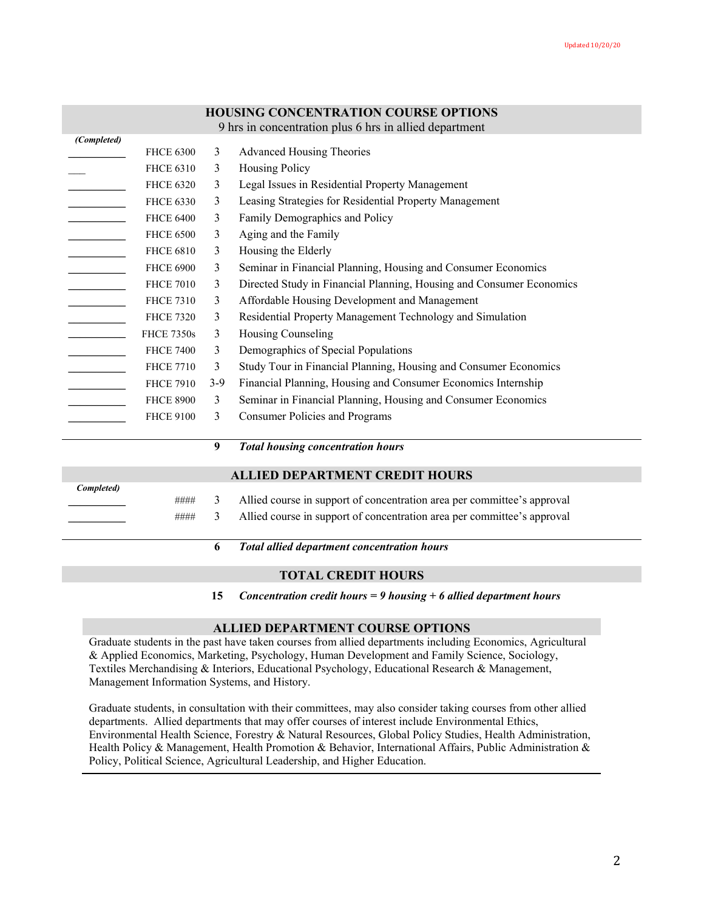Updated 10/20/20

## HOUSING CONCENTRATION COURSE OPTIONS

9 hrs in concentration plus 6 hrs in allied department

| *(Completed)* | Course | Hrs | Title |
|---|---|---|---|
| ______ | FHCE 6300 | 3 | Advanced Housing Theories |
| ___ | FHCE 6310 | 3 | Housing Policy |
| ______ | FHCE 6320 | 3 | Legal Issues in Residential Property Management |
| ______ | FHCE 6330 | 3 | Leasing Strategies for Residential Property Management |
| ______ | FHCE 6400 | 3 | Family Demographics and Policy |
| ______ | FHCE 6500 | 3 | Aging and the Family |
| ______ | FHCE 6810 | 3 | Housing the Elderly |
| ______ | FHCE 6900 | 3 | Seminar in Financial Planning, Housing and Consumer Economics |
| ______ | FHCE 7010 | 3 | Directed Study in Financial Planning, Housing and Consumer Economics |
| ______ | FHCE 7310 | 3 | Affordable Housing Development and Management |
| ______ | FHCE 7320 | 3 | Residential Property Management Technology and Simulation |
| ______ | FHCE 7350s | 3 | Housing Counseling |
| ______ | FHCE 7400 | 3 | Demographics of Special Populations |
| ______ | FHCE 7710 | 3 | Study Tour in Financial Planning, Housing and Consumer Economics |
| ______ | FHCE 7910 | 3-9 | Financial Planning, Housing and Consumer Economics Internship |
| ______ | FHCE 8900 | 3 | Seminar in Financial Planning, Housing and Consumer Economics |
| ______ | FHCE 9100 | 3 | Consumer Policies and Programs |
| | | **9** | ***Total housing concentration hours*** |

## ALLIED DEPARTMENT CREDIT HOURS

| *Completed* | Course | Hrs | Title |
|---|---|---|---|
| ______ | #### | 3 | Allied course in support of concentration area per committee's approval |
| ______ | #### | 3 | Allied course in support of concentration area per committee's approval |
| | | **6** | ***Total allied department concentration hours*** |

## TOTAL CREDIT HOURS

**15** ***Concentration credit hours = 9 housing + 6 allied department hours***

## ALLIED DEPARTMENT COURSE OPTIONS

Graduate students in the past have taken courses from allied departments including Economics, Agricultural & Applied Economics, Marketing, Psychology, Human Development and Family Science, Sociology, Textiles Merchandising & Interiors, Educational Psychology, Educational Research & Management, Management Information Systems, and History.

Graduate students, in consultation with their committees, may also consider taking courses from other allied departments. Allied departments that may offer courses of interest include Environmental Ethics, Environmental Health Science, Forestry & Natural Resources, Global Policy Studies, Health Administration, Health Policy & Management, Health Promotion & Behavior, International Affairs, Public Administration & Policy, Political Science, Agricultural Leadership, and Higher Education.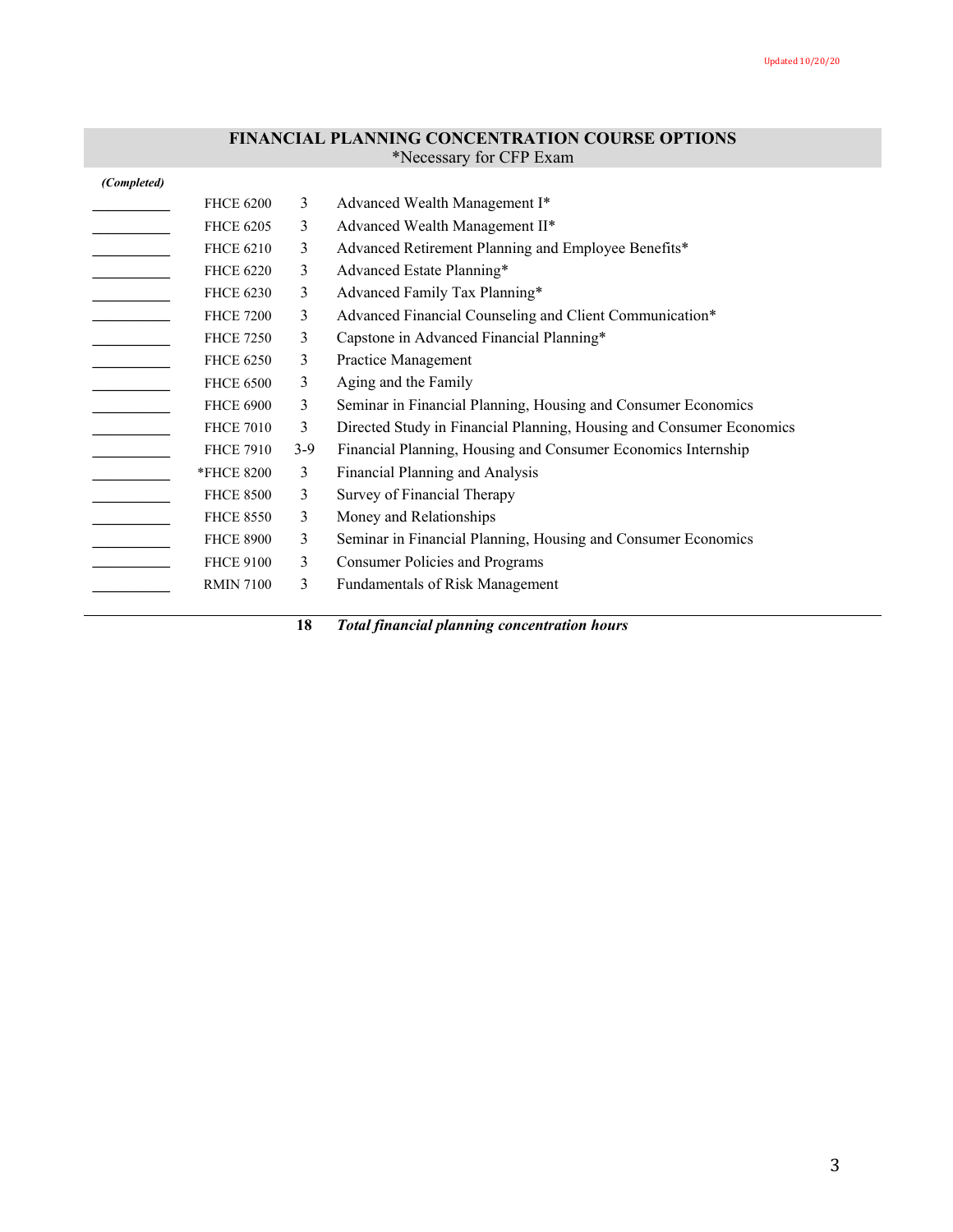Updated 10/20/20

## FINANCIAL PLANNING CONCENTRATION COURSE OPTIONS

*Necessary for CFP Exam

| *(Completed)* | Course | Hours | Title |
|---|---|---|---|
| __________ | FHCE 6200 | 3 | Advanced Wealth Management I* |
| __________ | FHCE 6205 | 3 | Advanced Wealth Management II* |
| __________ | FHCE 6210 | 3 | Advanced Retirement Planning and Employee Benefits* |
| __________ | FHCE 6220 | 3 | Advanced Estate Planning* |
| __________ | FHCE 6230 | 3 | Advanced Family Tax Planning* |
| __________ | FHCE 7200 | 3 | Advanced Financial Counseling and Client Communication* |
| __________ | FHCE 7250 | 3 | Capstone in Advanced Financial Planning* |
| __________ | FHCE 6250 | 3 | Practice Management |
| __________ | FHCE 6500 | 3 | Aging and the Family |
| __________ | FHCE 6900 | 3 | Seminar in Financial Planning, Housing and Consumer Economics |
| __________ | FHCE 7010 | 3 | Directed Study in Financial Planning, Housing and Consumer Economics |
| __________ | FHCE 7910 | 3-9 | Financial Planning, Housing and Consumer Economics Internship |
| __________ | *FHCE 8200 | 3 | Financial Planning and Analysis |
| __________ | FHCE 8500 | 3 | Survey of Financial Therapy |
| __________ | FHCE 8550 | 3 | Money and Relationships |
| __________ | FHCE 8900 | 3 | Seminar in Financial Planning, Housing and Consumer Economics |
| __________ | FHCE 9100 | 3 | Consumer Policies and Programs |
| __________ | RMIN 7100 | 3 | Fundamentals of Risk Management |
| | | **18** | ***Total financial planning concentration hours*** |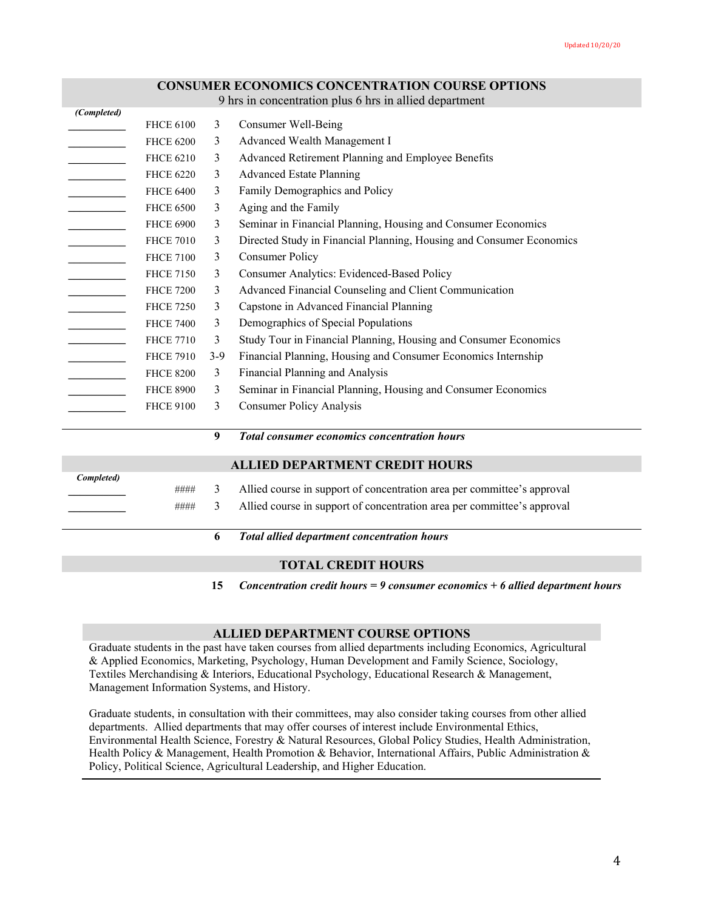## CONSUMER ECONOMICS CONCENTRATION COURSE OPTIONS

9 hrs in concentration plus 6 hrs in allied department

| (Completed) | | | |
|---|---|---|---|
| ________ | FHCE 6100 | 3 | Consumer Well-Being |
| ________ | FHCE 6200 | 3 | Advanced Wealth Management I |
| ________ | FHCE 6210 | 3 | Advanced Retirement Planning and Employee Benefits |
| ________ | FHCE 6220 | 3 | Advanced Estate Planning |
| ________ | FHCE 6400 | 3 | Family Demographics and Policy |
| ________ | FHCE 6500 | 3 | Aging and the Family |
| ________ | FHCE 6900 | 3 | Seminar in Financial Planning, Housing and Consumer Economics |
| ________ | FHCE 7010 | 3 | Directed Study in Financial Planning, Housing and Consumer Economics |
| ________ | FHCE 7100 | 3 | Consumer Policy |
| ________ | FHCE 7150 | 3 | Consumer Analytics: Evidenced-Based Policy |
| ________ | FHCE 7200 | 3 | Advanced Financial Counseling and Client Communication |
| ________ | FHCE 7250 | 3 | Capstone in Advanced Financial Planning |
| ________ | FHCE 7400 | 3 | Demographics of Special Populations |
| ________ | FHCE 7710 | 3 | Study Tour in Financial Planning, Housing and Consumer Economics |
| ________ | FHCE 7910 | 3-9 | Financial Planning, Housing and Consumer Economics Internship |
| ________ | FHCE 8200 | 3 | Financial Planning and Analysis |
| ________ | FHCE 8900 | 3 | Seminar in Financial Planning, Housing and Consumer Economics |
| ________ | FHCE 9100 | 3 | Consumer Policy Analysis |
| | | **9** | ***Total consumer economics concentration hours*** |

## ALLIED DEPARTMENT CREDIT HOURS

| Completed) | | | |
|---|---|---|---|
| ________ | #### | 3 | Allied course in support of concentration area per committee's approval |
| ________ | #### | 3 | Allied course in support of concentration area per committee's approval |
| | | **6** | ***Total allied department concentration hours*** |

## TOTAL CREDIT HOURS

**15** ***Concentration credit hours = 9 consumer economics + 6 allied department hours***

## ALLIED DEPARTMENT COURSE OPTIONS

Graduate students in the past have taken courses from allied departments including Economics, Agricultural & Applied Economics, Marketing, Psychology, Human Development and Family Science, Sociology, Textiles Merchandising & Interiors, Educational Psychology, Educational Research & Management, Management Information Systems, and History.

Graduate students, in consultation with their committees, may also consider taking courses from other allied departments. Allied departments that may offer courses of interest include Environmental Ethics, Environmental Health Science, Forestry & Natural Resources, Global Policy Studies, Health Administration, Health Policy & Management, Health Promotion & Behavior, International Affairs, Public Administration & Policy, Political Science, Agricultural Leadership, and Higher Education.